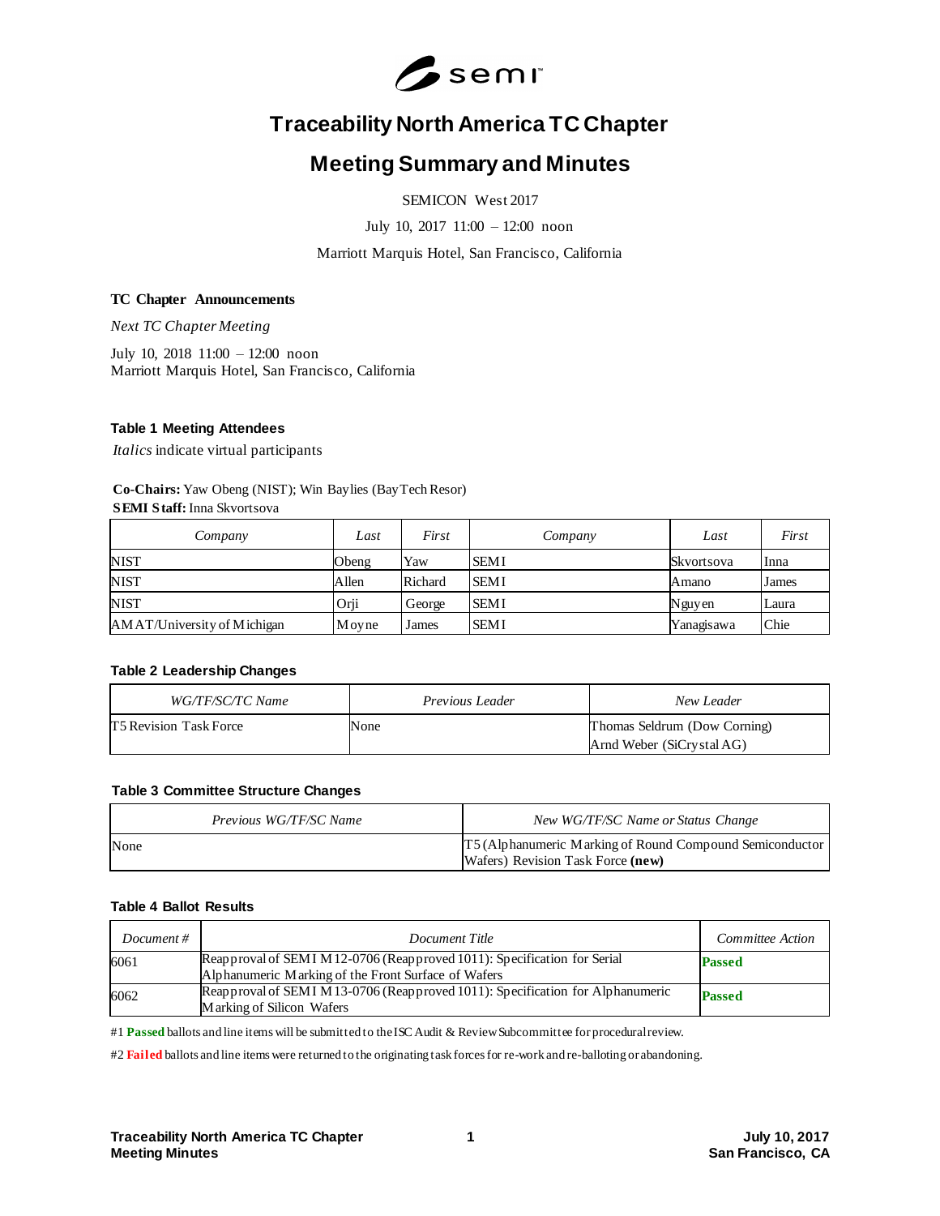# Traceability North America TC Chapter

# Meeting Summary and Minutes

SEMICON West 2017

July 10, 2017 11:00 – 12:00 noon

Marriott Marquis Hotel, San Francisco, California

**TC Chapter Announcements**

*Next TC Chapter Meeting*

July 10, 2018 11:00 – 12:00 noon
Marriott Marquis Hotel, San Francisco, California

### Table 1 Meeting Attendees

*Italics* indicate virtual participants

**Co-Chairs:** Yaw Obeng (NIST); Win Baylies (BayTech Resor)
**SEMI Staff:** Inna Skvortsova

| *Company* | *Last* | *First* | *Company* | *Last* | *First* |
|---|---|---|---|---|---|
| NIST | Obeng | Yaw | SEMI | Skvortsova | Inna |
| NIST | Allen | Richard | SEMI | Amano | James |
| NIST | Orji | George | SEMI | Nguyen | Laura |
| AMAT/University of Michigan | Moyne | James | SEMI | Yanagisawa | Chie |

### Table 2 Leadership Changes

| *WG/TF/SC/TC Name* | *Previous Leader* | *New Leader* |
|---|---|---|
| T5 Revision Task Force | None | Thomas Seldrum (Dow Corning)<br>Arnd Weber (SiCrystal AG) |

### Table 3 Committee Structure Changes

| *Previous WG/TF/SC Name* | *New WG/TF/SC Name or Status Change* |
|---|---|
| None | T5 (Alphanumeric Marking of Round Compound Semiconductor Wafers) Revision Task Force **(new)** |

### Table 4 Ballot Results

| *Document #* | *Document Title* | *Committee Action* |
|---|---|---|
| 6061 | Reapproval of SEMI M12-0706 (Reapproved 1011): Specification for Serial Alphanumeric Marking of the Front Surface of Wafers | **Passed** |
| 6062 | Reapproval of SEMI M13-0706 (Reapproved 1011): Specification for Alphanumeric Marking of Silicon Wafers | **Passed** |

#1 **Passed** ballots and line items will be submitted to the ISC Audit & Review Subcommittee for procedural review.

#2 **Failed** ballots and line items were returned to the originating task forces for re-work and re-balloting or abandoning.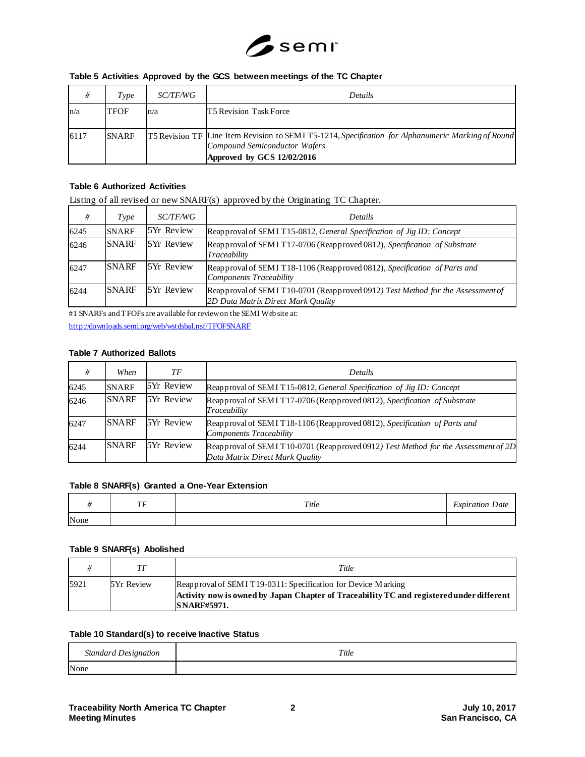**Table 5 Activities Approved by the GCS between meetings of the TC Chapter**

| # | *Type* | *SC/TF/WG* | *Details* |
|---|---|---|---|
| n/a | TFOF | n/a | T5 Revision Task Force |
| 6117 | SNARF | T5 Revision TF | Line Item Revision to SEMI T5-1214, *Specification for Alphanumeric Marking of Round Compound Semiconductor Wafers* **Approved by GCS 12/02/2016** |

**Table 6 Authorized Activities**

Listing of all revised or new SNARF(s) approved by the Originating TC Chapter.

| # | *Type* | *SC/TF/WG* | *Details* |
|---|---|---|---|
| 6245 | SNARF | 5Yr Review | Reapproval of SEMI T15-0812, *General Specification of Jig ID: Concept* |
| 6246 | SNARF | 5Yr Review | Reapproval of SEMI T17-0706 (Reapproved 0812), *Specification of Substrate Traceability* |
| 6247 | SNARF | 5Yr Review | Reapproval of SEMI T18-1106 (Reapproved 0812), *Specification of Parts and Components Traceability* |
| 6244 | SNARF | 5Yr Review | Reapproval of SEMI T10-0701 (Reapproved 0912) *Test Method for the Assessment of 2D Data Matrix Direct Mark Quality* |

#1 SNARFs and TFOFs are available for review on the SEMI Web site at:

http://downloads.semi.org/web/wstdsbal.nsf/TFOFSNARF

**Table 7 Authorized Ballots**

| # | *When* | *TF* | *Details* |
|---|---|---|---|
| 6245 | SNARF | 5Yr Review | Reapproval of SEMI T15-0812, *General Specification of Jig ID: Concept* |
| 6246 | SNARF | 5Yr Review | Reapproval of SEMI T17-0706 (Reapproved 0812), *Specification of Substrate Traceability* |
| 6247 | SNARF | 5Yr Review | Reapproval of SEMI T18-1106 (Reapproved 0812), *Specification of Parts and Components Traceability* |
| 6244 | SNARF | 5Yr Review | Reapproval of SEMI T10-0701 (Reapproved 0912) *Test Method for the Assessment of 2D Data Matrix Direct Mark Quality* |

**Table 8 SNARF(s) Granted a One-Year Extension**

| # | *TF* | *Title* | *Expiration Date* |
|---|---|---|---|
| None | | | |

**Table 9 SNARF(s) Abolished**

| # | *TF* | *Title* |
|---|---|---|
| 5921 | 5Yr Review | Reapproval of SEMI T19-0311: Specification for Device Marking **Activity now is owned by Japan Chapter of Traceability TC and registered under different SNARF#5971.** |

**Table 10 Standard(s) to receive Inactive Status**

| *Standard Designation* | *Title* |
|---|---|
| None | |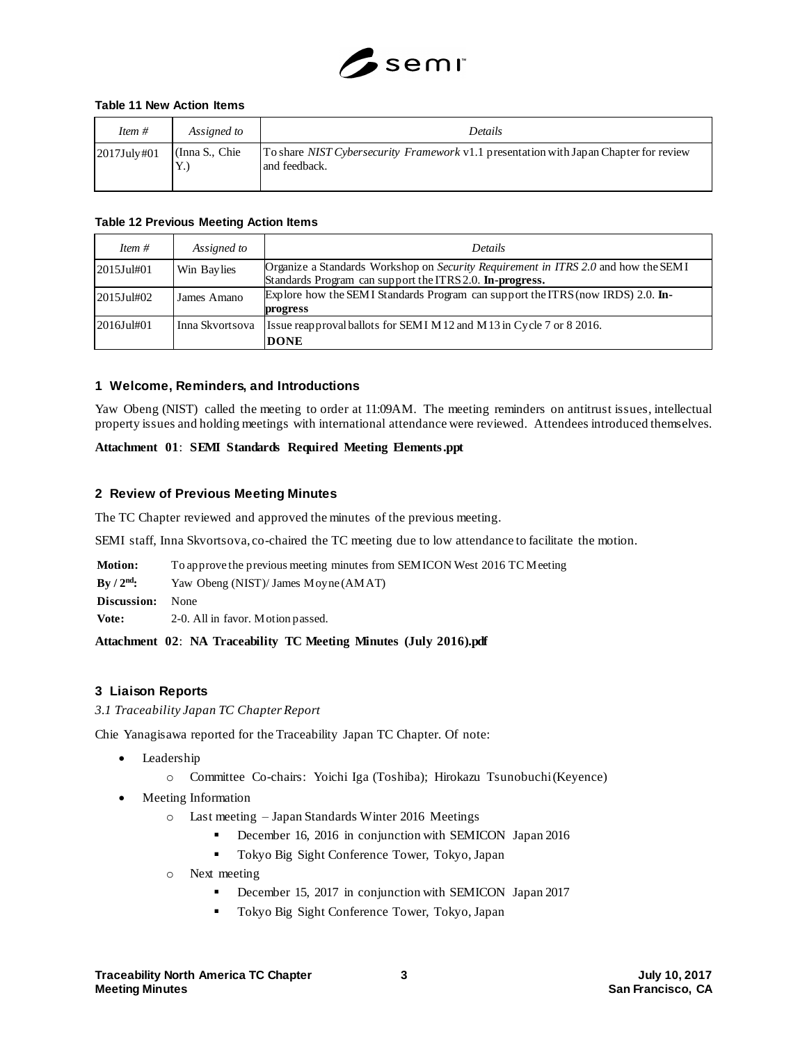**Table 11 New Action Items**

| *Item #* | *Assigned to* | *Details* |
|---|---|---|
| 2017July#01 | (Inna S., Chie Y.) | To share *NIST Cybersecurity Framework* v1.1 presentation with Japan Chapter for review and feedback. |

**Table 12 Previous Meeting Action Items**

| *Item #* | *Assigned to* | *Details* |
|---|---|---|
| 2015Jul#01 | Win Baylies | Organize a Standards Workshop on *Security Requirement in ITRS 2.0* and how the SEMI Standards Program can support the ITRS 2.0. **In-progress.** |
| 2015Jul#02 | James Amano | Explore how the SEMI Standards Program can support the ITRS (now IRDS) 2.0. **In-progress** |
| 2016Jul#01 | Inna Skvortsova | Issue reapproval ballots for SEMI M12 and M13 in Cycle 7 or 8 2016. **DONE** |

## 1 Welcome, Reminders, and Introductions

Yaw Obeng (NIST) called the meeting to order at 11:09AM. The meeting reminders on antitrust issues, intellectual property issues and holding meetings with international attendance were reviewed. Attendees introduced themselves.

**Attachment 01**: **SEMI Standards Required Meeting Elements.ppt**

## 2 Review of Previous Meeting Minutes

The TC Chapter reviewed and approved the minutes of the previous meeting.

SEMI staff, Inna Skvortsova, co-chaired the TC meeting due to low attendance to facilitate the motion.

**Motion:** To approve the previous meeting minutes from SEMICON West 2016 TC Meeting

**By / 2nd:** Yaw Obeng (NIST)/ James Moyne (AMAT)

**Discussion:** None

**Vote:** 2-0. All in favor. Motion passed.

**Attachment 02**: **NA Traceability TC Meeting Minutes (July 2016).pdf**

## 3 Liaison Reports

*3.1 Traceability Japan TC Chapter Report*

Chie Yanagisawa reported for the Traceability Japan TC Chapter. Of note:

- Leadership
  - Committee Co-chairs: Yoichi Iga (Toshiba); Hirokazu Tsunobuchi (Keyence)
- Meeting Information
  - Last meeting – Japan Standards Winter 2016 Meetings
    - December 16, 2016 in conjunction with SEMICON Japan 2016
    - Tokyo Big Sight Conference Tower, Tokyo, Japan
  - Next meeting
    - December 15, 2017 in conjunction with SEMICON Japan 2017
    - Tokyo Big Sight Conference Tower, Tokyo, Japan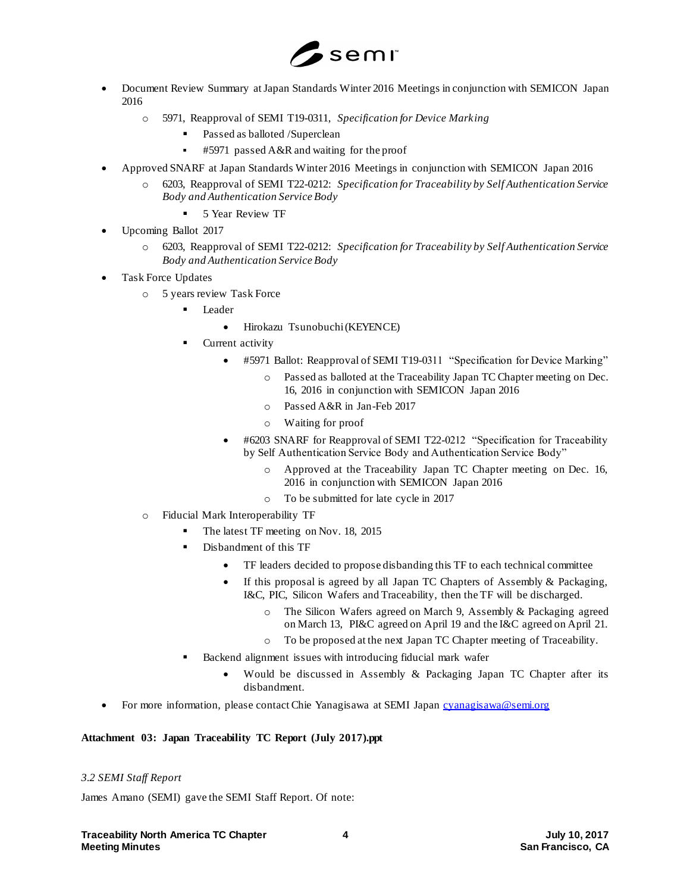- Document Review Summary at Japan Standards Winter 2016 Meetings in conjunction with SEMICON Japan 2016
  - 5971, Reapproval of SEMI T19-0311, *Specification for Device Marking*
    - Passed as balloted /Superclean
    - #5971 passed A&R and waiting for the proof
- Approved SNARF at Japan Standards Winter 2016 Meetings in conjunction with SEMICON Japan 2016
  - 6203, Reapproval of SEMI T22-0212: *Specification for Traceability by Self Authentication Service Body and Authentication Service Body*
    - 5 Year Review TF
- Upcoming Ballot 2017
  - 6203, Reapproval of SEMI T22-0212: *Specification for Traceability by Self Authentication Service Body and Authentication Service Body*
- Task Force Updates
  - 5 years review Task Force
    - Leader
      - Hirokazu Tsunobuchi (KEYENCE)
    - Current activity
      - #5971 Ballot: Reapproval of SEMI T19-0311 "Specification for Device Marking"
        - Passed as balloted at the Traceability Japan TC Chapter meeting on Dec. 16, 2016 in conjunction with SEMICON Japan 2016
        - Passed A&R in Jan-Feb 2017
        - Waiting for proof
      - #6203 SNARF for Reapproval of SEMI T22-0212 "Specification for Traceability by Self Authentication Service Body and Authentication Service Body"
        - Approved at the Traceability Japan TC Chapter meeting on Dec. 16, 2016 in conjunction with SEMICON Japan 2016
        - To be submitted for late cycle in 2017
  - Fiducial Mark Interoperability TF
    - The latest TF meeting on Nov. 18, 2015
    - Disbandment of this TF
      - TF leaders decided to propose disbanding this TF to each technical committee
      - If this proposal is agreed by all Japan TC Chapters of Assembly & Packaging, I&C, PIC, Silicon Wafers and Traceability, then the TF will be discharged.
        - The Silicon Wafers agreed on March 9, Assembly & Packaging agreed on March 13, PI&C agreed on April 19 and the I&C agreed on April 21.
        - To be proposed at the next Japan TC Chapter meeting of Traceability.
    - Backend alignment issues with introducing fiducial mark wafer
      - Would be discussed in Assembly & Packaging Japan TC Chapter after its disbandment.
- For more information, please contact Chie Yanagisawa at SEMI Japan cyanagisawa@semi.org

**Attachment 03: Japan Traceability TC Report (July 2017).ppt**

*3.2 SEMI Staff Report*

James Amano (SEMI) gave the SEMI Staff Report. Of note: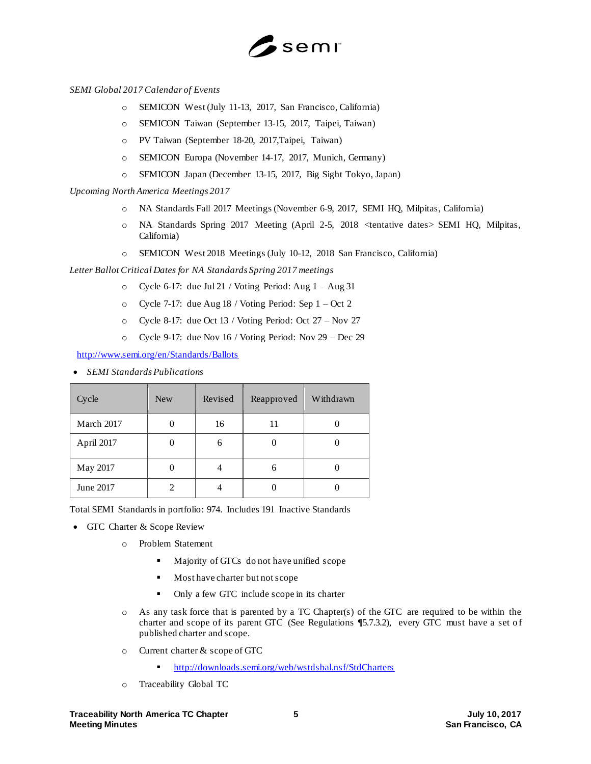*SEMI Global 2017 Calendar of Events*

- SEMICON West (July 11-13, 2017, San Francisco, California)
- SEMICON Taiwan (September 13-15, 2017, Taipei, Taiwan)
- PV Taiwan (September 18-20, 2017,Taipei, Taiwan)
- SEMICON Europa (November 14-17, 2017, Munich, Germany)
- SEMICON Japan (December 13-15, 2017, Big Sight Tokyo, Japan)

*Upcoming North America Meetings 2017*

- NA Standards Fall 2017 Meetings (November 6-9, 2017, SEMI HQ, Milpitas, California)
- NA Standards Spring 2017 Meeting (April 2-5, 2018 <tentative dates> SEMI HQ, Milpitas, California)
- SEMICON West 2018 Meetings (July 10-12, 2018 San Francisco, California)

*Letter Ballot Critical Dates for NA Standards Spring 2017 meetings*

- Cycle 6-17: due Jul 21 / Voting Period: Aug 1 – Aug 31
- Cycle 7-17: due Aug 18 / Voting Period: Sep 1 – Oct 2
- Cycle 8-17: due Oct 13 / Voting Period: Oct 27 – Nov 27
- Cycle 9-17: due Nov 16 / Voting Period: Nov 29 – Dec 29

http://www.semi.org/en/Standards/Ballots

- *SEMI Standards Publications*

| Cycle | New | Revised | Reapproved | Withdrawn |
|---|---|---|---|---|
| March 2017 | 0 | 16 | 11 | 0 |
| April 2017 | 0 | 6 | 0 | 0 |
| May 2017 | 0 | 4 | 6 | 0 |
| June 2017 | 2 | 4 | 0 | 0 |

Total SEMI Standards in portfolio: 974. Includes 191 Inactive Standards

- GTC Charter & Scope Review
  - Problem Statement
    - Majority of GTCs do not have unified scope
    - Most have charter but not scope
    - Only a few GTC include scope in its charter
  - As any task force that is parented by a TC Chapter(s) of the GTC are required to be within the charter and scope of its parent GTC (See Regulations ¶5.7.3.2), every GTC must have a set of published charter and scope.
  - Current charter & scope of GTC
    - http://downloads.semi.org/web/wstdsbal.nsf/StdCharters
  - Traceability Global TC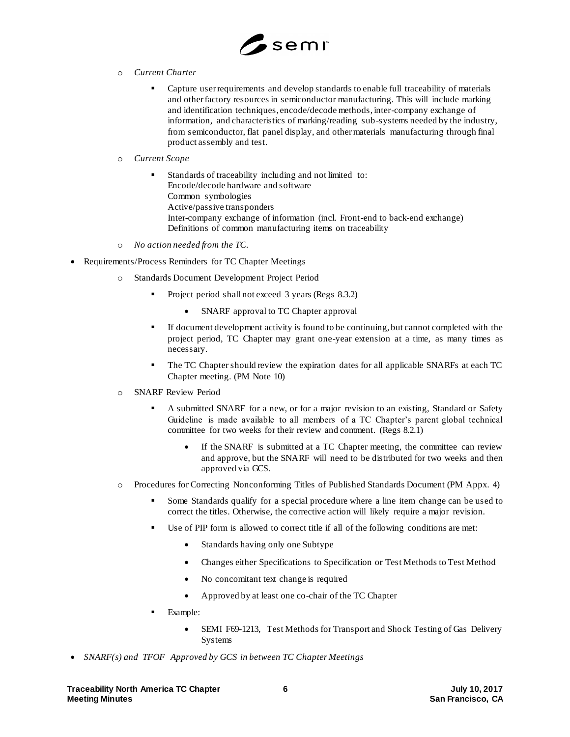- *Current Charter*
  - Capture user requirements and develop standards to enable full traceability of materials and other factory resources in semiconductor manufacturing. This will include marking and identification techniques, encode/decode methods, inter-company exchange of information, and characteristics of marking/reading sub-systems needed by the industry, from semiconductor, flat panel display, and other materials manufacturing through final product assembly and test.
- *Current Scope*
  - Standards of traceability including and not limited to:
    Encode/decode hardware and software
    Common symbologies
    Active/passive transponders
    Inter-company exchange of information (incl. Front-end to back-end exchange)
    Definitions of common manufacturing items on traceability
- *No action needed from the TC.*

- Requirements/Process Reminders for TC Chapter Meetings
  - Standards Document Development Project Period
    - Project period shall not exceed 3 years (Regs 8.3.2)
      - SNARF approval to TC Chapter approval
    - If document development activity is found to be continuing, but cannot completed with the project period, TC Chapter may grant one-year extension at a time, as many times as necessary.
    - The TC Chapter should review the expiration dates for all applicable SNARFs at each TC Chapter meeting. (PM Note 10)
  - SNARF Review Period
    - A submitted SNARF for a new, or for a major revision to an existing, Standard or Safety Guideline is made available to all members of a TC Chapter's parent global technical committee for two weeks for their review and comment. (Regs 8.2.1)
      - If the SNARF is submitted at a TC Chapter meeting, the committee can review and approve, but the SNARF will need to be distributed for two weeks and then approved via GCS.
  - Procedures for Correcting Nonconforming Titles of Published Standards Document (PM Appx. 4)
    - Some Standards qualify for a special procedure where a line item change can be used to correct the titles. Otherwise, the corrective action will likely require a major revision.
    - Use of PIP form is allowed to correct title if all of the following conditions are met:
      - Standards having only one Subtype
      - Changes either Specifications to Specification or Test Methods to Test Method
      - No concomitant text change is required
      - Approved by at least one co-chair of the TC Chapter
    - Example:
      - SEMI F69-1213, Test Methods for Transport and Shock Testing of Gas Delivery Systems

- *SNARF(s) and TFOF Approved by GCS in between TC Chapter Meetings*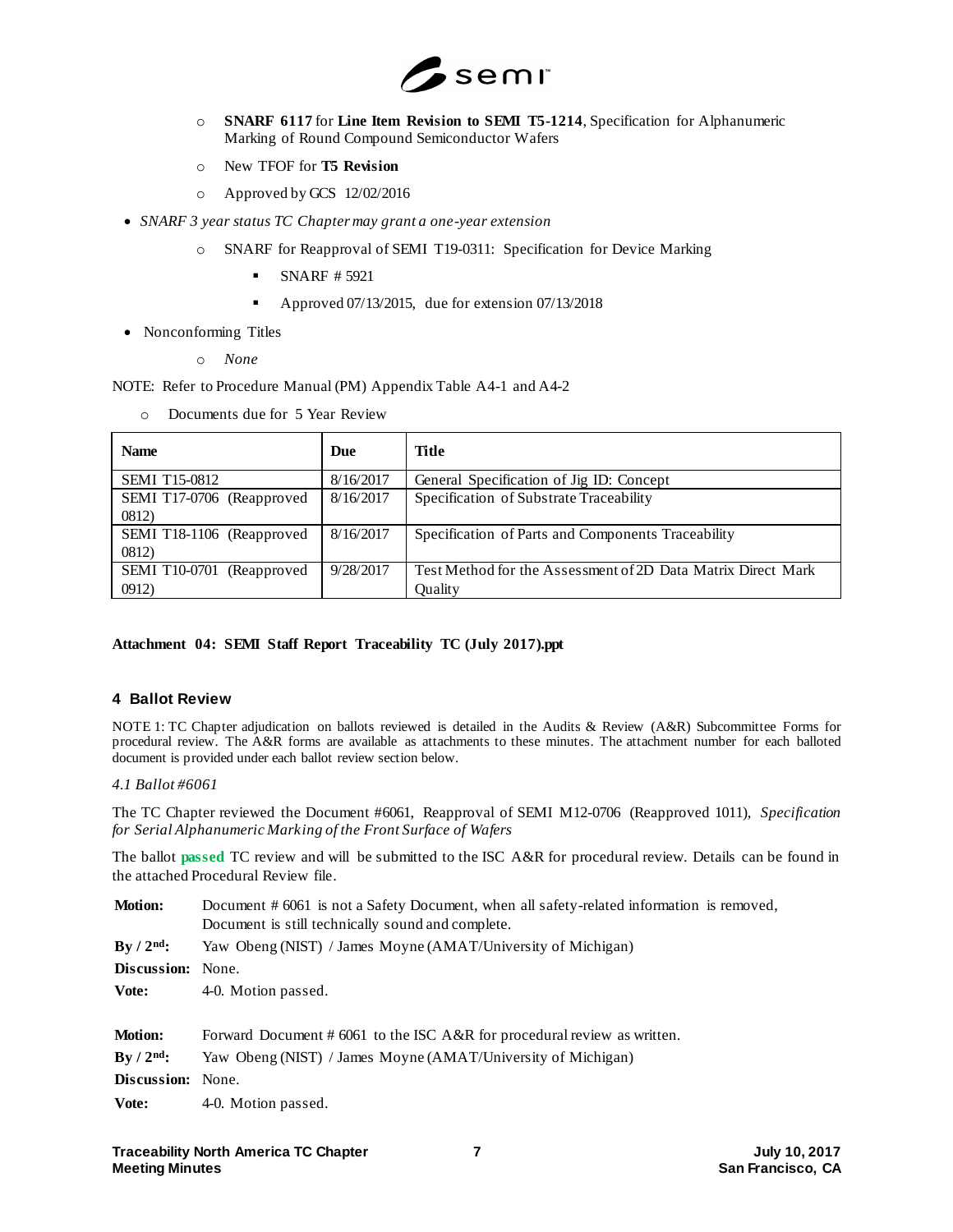- **SNARF 6117** for **Line Item Revision to SEMI T5-1214**, Specification for Alphanumeric Marking of Round Compound Semiconductor Wafers
- New TFOF for **T5 Revision**
- Approved by GCS 12/02/2016

- *SNARF 3 year status TC Chapter may grant a one-year extension*
  - SNARF for Reapproval of SEMI T19-0311: Specification for Device Marking
    - SNARF # 5921
    - Approved 07/13/2015, due for extension 07/13/2018

- Nonconforming Titles
  - *None*

NOTE: Refer to Procedure Manual (PM) Appendix Table A4-1 and A4-2

- Documents due for 5 Year Review

| **Name** | **Due** | **Title** |
|---|---|---|
| SEMI T15-0812 | 8/16/2017 | General Specification of Jig ID: Concept |
| SEMI T17-0706 (Reapproved 0812) | 8/16/2017 | Specification of Substrate Traceability |
| SEMI T18-1106 (Reapproved 0812) | 8/16/2017 | Specification of Parts and Components Traceability |
| SEMI T10-0701 (Reapproved 0912) | 9/28/2017 | Test Method for the Assessment of 2D Data Matrix Direct Mark Quality |

**Attachment 04: SEMI Staff Report Traceability TC (July 2017).ppt**

## 4 Ballot Review

NOTE 1: TC Chapter adjudication on ballots reviewed is detailed in the Audits & Review (A&R) Subcommittee Forms for procedural review. The A&R forms are available as attachments to these minutes. The attachment number for each balloted document is provided under each ballot review section below.

*4.1 Ballot #6061*

The TC Chapter reviewed the Document #6061, Reapproval of SEMI M12-0706 (Reapproved 1011), *Specification for Serial Alphanumeric Marking of the Front Surface of Wafers*

The ballot **passed** TC review and will be submitted to the ISC A&R for procedural review. Details can be found in the attached Procedural Review file.

**Motion:** Document # 6061 is not a Safety Document, when all safety-related information is removed, Document is still technically sound and complete.
**By / 2nd:** Yaw Obeng (NIST) / James Moyne (AMAT/University of Michigan)
**Discussion:** None.
**Vote:** 4-0. Motion passed.

**Motion:** Forward Document # 6061 to the ISC A&R for procedural review as written.
**By / 2nd:** Yaw Obeng (NIST) / James Moyne (AMAT/University of Michigan)
**Discussion:** None.
**Vote:** 4-0. Motion passed.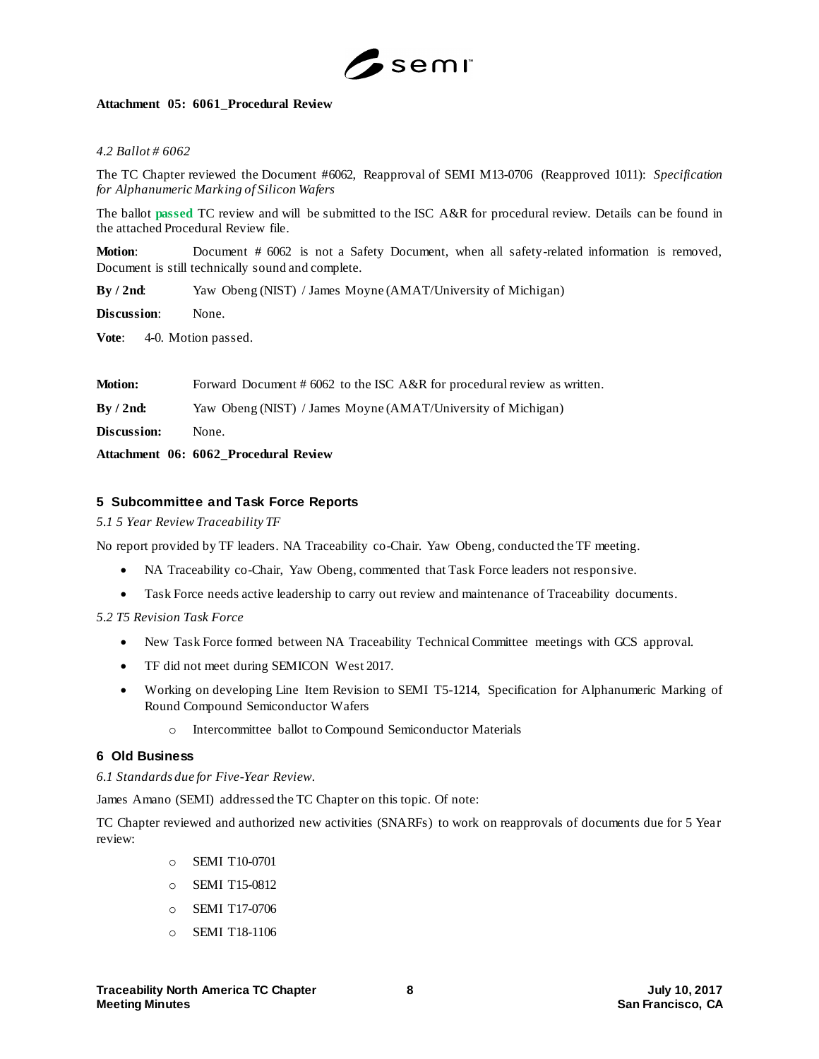**Attachment 05: 6061_Procedural Review**

*4.2 Ballot # 6062*

The TC Chapter reviewed the Document #6062, Reapproval of SEMI M13-0706 (Reapproved 1011): *Specification for Alphanumeric Marking of Silicon Wafers*

The ballot **passed** TC review and will be submitted to the ISC A&R for procedural review. Details can be found in the attached Procedural Review file.

**Motion**: Document # 6062 is not a Safety Document, when all safety-related information is removed, Document is still technically sound and complete.

**By / 2nd**: Yaw Obeng (NIST) / James Moyne (AMAT/University of Michigan)

**Discussion**: None.

**Vote**: 4-0. Motion passed.

**Motion:** Forward Document # 6062 to the ISC A&R for procedural review as written.

**By / 2nd:** Yaw Obeng (NIST) / James Moyne (AMAT/University of Michigan)

**Discussion:** None.

**Attachment 06: 6062_Procedural Review**

## 5 Subcommittee and Task Force Reports

*5.1 5 Year Review Traceability TF*

No report provided by TF leaders. NA Traceability co-Chair. Yaw Obeng, conducted the TF meeting.

- NA Traceability co-Chair, Yaw Obeng, commented that Task Force leaders not responsive.
- Task Force needs active leadership to carry out review and maintenance of Traceability documents.

*5.2 T5 Revision Task Force*

- New Task Force formed between NA Traceability Technical Committee meetings with GCS approval.
- TF did not meet during SEMICON West 2017.
- Working on developing Line Item Revision to SEMI T5-1214, Specification for Alphanumeric Marking of Round Compound Semiconductor Wafers
  - Intercommittee ballot to Compound Semiconductor Materials

## 6 Old Business

*6.1 Standards due for Five-Year Review.*

James Amano (SEMI) addressed the TC Chapter on this topic. Of note:

TC Chapter reviewed and authorized new activities (SNARFs) to work on reapprovals of documents due for 5 Year review:

- SEMI T10-0701
- SEMI T15-0812
- SEMI T17-0706
- SEMI T18-1106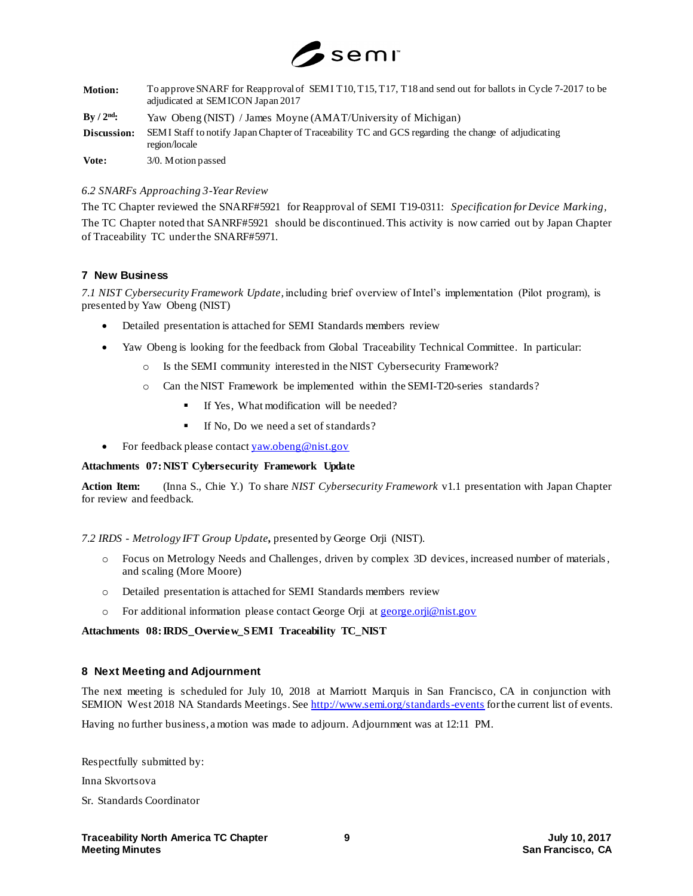| | |
|---|---|
| **Motion:** | To approve SNARF for Reapproval of SEMI T10, T15, T17, T18 and send out for ballots in Cycle 7-2017 to be adjudicated at SEMICON Japan 2017 |
| **By / 2nd:** | Yaw Obeng (NIST) / James Moyne (AMAT/University of Michigan) |
| **Discussion:** | SEMI Staff to notify Japan Chapter of Traceability TC and GCS regarding the change of adjudicating region/locale |
| **Vote:** | 3/0. Motion passed |

*6.2 SNARFs Approaching 3-Year Review*

The TC Chapter reviewed the SNARF#5921 for Reapproval of SEMI T19-0311: *Specification for Device Marking,*

The TC Chapter noted that SANRF#5921 should be discontinued. This activity is now carried out by Japan Chapter of Traceability TC under the SNARF#5971.

## 7 New Business

*7.1 NIST Cybersecurity Framework Update,* including brief overview of Intel's implementation (Pilot program), is presented by Yaw Obeng (NIST)

- Detailed presentation is attached for SEMI Standards members review
- Yaw Obeng is looking for the feedback from Global Traceability Technical Committee. In particular:
  - Is the SEMI community interested in the NIST Cybersecurity Framework?
  - Can the NIST Framework be implemented within the SEMI-T20-series standards?
    - If Yes, What modification will be needed?
    - If No, Do we need a set of standards?
- For feedback please contact yaw.obeng@nist.gov

**Attachments 07: NIST Cybersecurity Framework Update**

**Action Item:** (Inna S., Chie Y.) To share *NIST Cybersecurity Framework* v1.1 presentation with Japan Chapter for review and feedback.

*7.2 IRDS - Metrology IFT Group Update***,** presented by George Orji (NIST).

- Focus on Metrology Needs and Challenges, driven by complex 3D devices, increased number of materials, and scaling (More Moore)
- Detailed presentation is attached for SEMI Standards members review
- For additional information please contact George Orji at george.orji@nist.gov

**Attachments 08: IRDS_Overview_SEMI Traceability TC_NIST**

## 8 Next Meeting and Adjournment

The next meeting is scheduled for July 10, 2018 at Marriott Marquis in San Francisco, CA in conjunction with SEMION West 2018 NA Standards Meetings. See http://www.semi.org/standards-events for the current list of events.

Having no further business, a motion was made to adjourn. Adjournment was at 12:11 PM.

Respectfully submitted by:

Inna Skvortsova

Sr. Standards Coordinator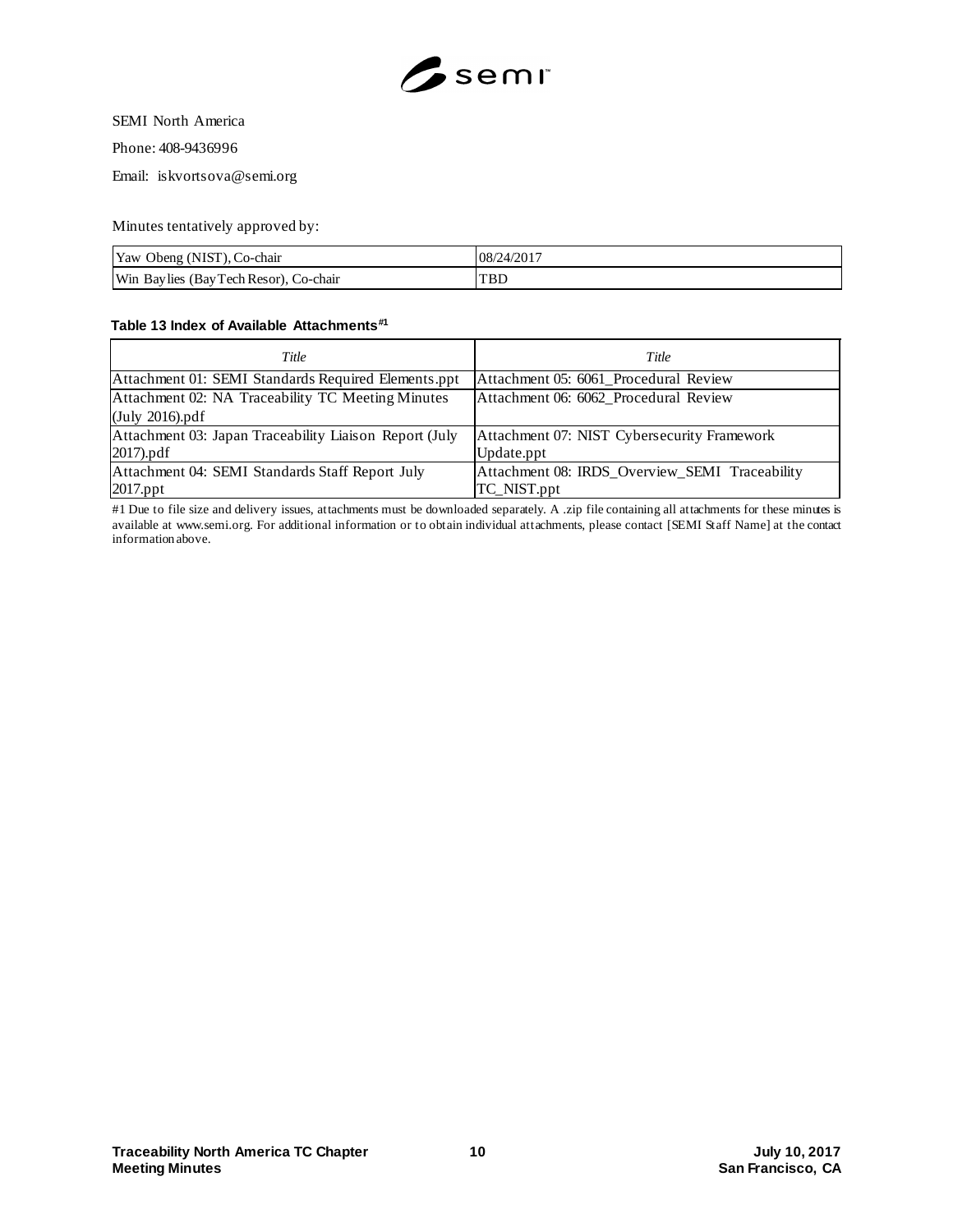SEMI North America

Phone: 408-9436996

Email: iskvortsova@semi.org

Minutes tentatively approved by:

| | |
|---|---|
| Yaw Obeng (NIST), Co-chair | 08/24/2017 |
| Win Baylies (BayTech Resor), Co-chair | TBD |

**Table 13 Index of Available Attachments**[#1]

| *Title* | *Title* |
|---|---|
| Attachment 01: SEMI Standards Required Elements.ppt | Attachment 05: 6061_Procedural Review |
| Attachment 02: NA Traceability TC Meeting Minutes (July 2016).pdf | Attachment 06: 6062_Procedural Review |
| Attachment 03: Japan Traceability Liaison Report (July 2017).pdf | Attachment 07: NIST Cybersecurity Framework Update.ppt |
| Attachment 04: SEMI Standards Staff Report July 2017.ppt | Attachment 08: IRDS_Overview_SEMI Traceability TC_NIST.ppt |

#1 Due to file size and delivery issues, attachments must be downloaded separately. A .zip file containing all attachments for these minutes is available at www.semi.org. For additional information or to obtain individual attachments, please contact [SEMI Staff Name] at the contact information above.